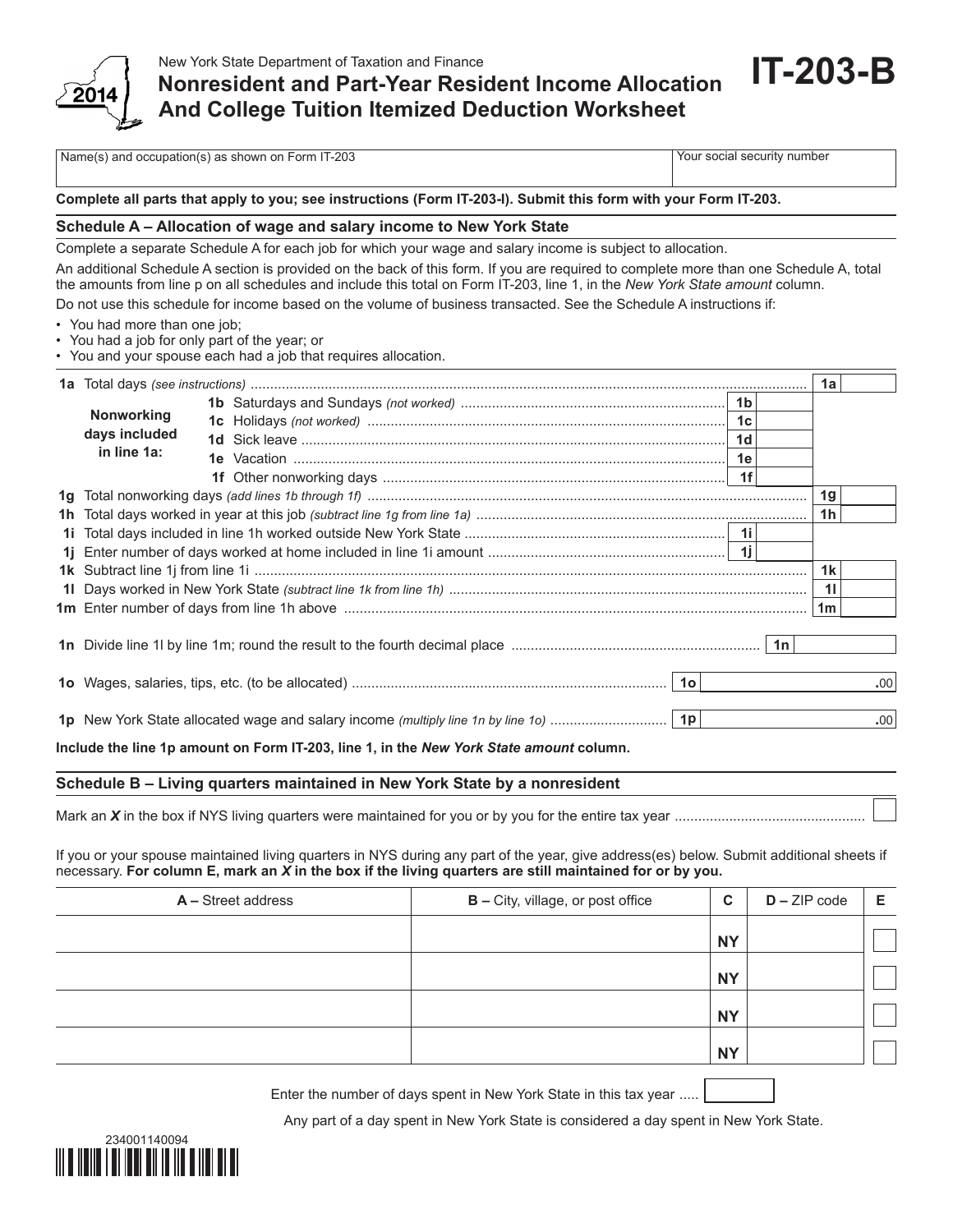New York State Department of Taxation and Finance

# Nonresident and Part-Year Resident Income Allocation And College Tuition Itemized Deduction Worksheet

**IT-203-B**

2014

| Name(s) and occupation(s) as shown on Form IT-203 | Your social security number |
|---|---|
| | |

**Complete all parts that apply to you; see instructions (Form IT-203-I). Submit this form with your Form IT-203.**

## Schedule A – Allocation of wage and salary income to New York State

Complete a separate Schedule A for each job for which your wage and salary income is subject to allocation.

An additional Schedule A section is provided on the back of this form. If you are required to complete more than one Schedule A, total the amounts from line p on all schedules and include this total on Form IT-203, line 1, in the *New York State amount* column.

Do not use this schedule for income based on the volume of business transacted. See the Schedule A instructions if:

- You had more than one job;
- You had a job for only part of the year; or
- You and your spouse each had a job that requires allocation.

| Line | Description | | | | |
|---|---|---|---|---|---|
| 1a | Total days *(see instructions)* | | | 1a | |
| Nonworking days included in line 1a: | 1b Saturdays and Sundays *(not worked)* | 1b | | | |
| | 1c Holidays *(not worked)* | 1c | | | |
| | 1d Sick leave | 1d | | | |
| | 1e Vacation | 1e | | | |
| | 1f Other nonworking days | 1f | | | |
| 1g | Total nonworking days *(add lines 1b through 1f)* | | | 1g | |
| 1h | Total days worked in year at this job *(subtract line 1g from line 1a)* | | | 1h | |
| 1i | Total days included in line 1h worked outside New York State | 1i | | | |
| 1j | Enter number of days worked at home included in line 1i amount | 1j | | | |
| 1k | Subtract line 1j from line 1i | | | 1k | |
| 1l | Days worked in New York State *(subtract line 1k from line 1h)* | | | 1l | |
| 1m | Enter number of days from line 1h above | | | 1m | |
| 1n | Divide line 1l by line 1m; round the result to the fourth decimal place | | | 1n | |
| 1o | Wages, salaries, tips, etc. (to be allocated) | | | 1o | .00 |
| 1p | New York State allocated wage and salary income *(multiply line 1n by line 1o)* | | | 1p | .00 |

**Include the line 1p amount on Form IT-203, line 1, in the *New York State amount* column.**

## Schedule B – Living quarters maintained in New York State by a nonresident

Mark an ***X*** in the box if NYS living quarters were maintained for you or by you for the entire tax year ☐

If you or your spouse maintained living quarters in NYS during any part of the year, give address(es) below. Submit additional sheets if necessary. **For column E, mark an *X* in the box if the living quarters are still maintained for or by you.**

| A – Street address | B – City, village, or post office | C | D – ZIP code | E |
|---|---|---|---|---|
| | | NY | | ☐ |
| | | NY | | ☐ |
| | | NY | | ☐ |
| | | NY | | ☐ |

Enter the number of days spent in New York State in this tax year ..... ☐

Any part of a day spent in New York State is considered a day spent in New York State.

234001140094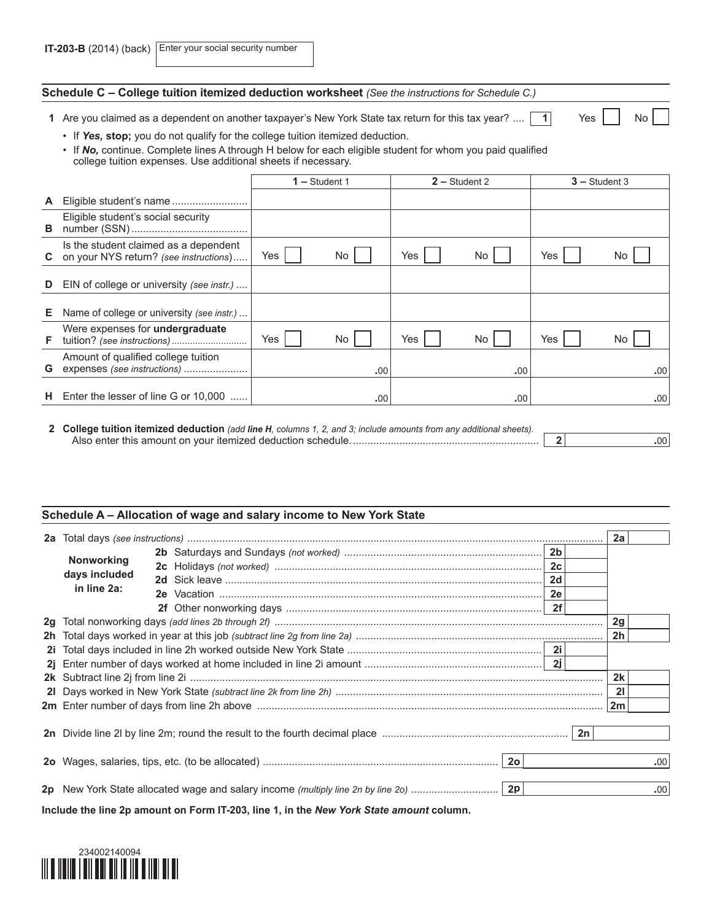IT-203-B (2014) (back) Enter your social security number

## Schedule C – College tuition itemized deduction worksheet *(See the instructions for Schedule C.)*

**1** Are you claimed as a dependent on another taxpayer's New York State tax return for this tax year? .... **1** Yes ☐ No ☐

- If ***Yes,*** **stop;** you do not qualify for the college tuition itemized deduction.
- If ***No,*** continue. Complete lines A through H below for each eligible student for whom you paid qualified college tuition expenses. Use additional sheets if necessary.

| | | 1 – Student 1 | 2 – Student 2 | 3 – Student 3 |
|---|---|---|---|---|
| A | Eligible student's name .......................... | | | |
| B | Eligible student's social security number (SSN) ........................................ | | | |
| C | Is the student claimed as a dependent on your NYS return? *(see instructions)*..... | Yes ☐ No ☐ | Yes ☐ No ☐ | Yes ☐ No ☐ |
| D | EIN of college or university *(see instr.)* .... | | | |
| E | Name of college or university *(see instr.)* ... | | | |
| F | Were expenses for **undergraduate** tuition? *(see instructions)* ............................ | Yes ☐ No ☐ | Yes ☐ No ☐ | Yes ☐ No ☐ |
| G | Amount of qualified college tuition expenses *(see instructions)* ..................... | .00 | .00 | .00 |
| H | Enter the lesser of line G or 10,000 ...... | .00 | .00 | .00 |

**2 College tuition itemized deduction** *(add **line H**, columns 1, 2, and 3; include amounts from any additional sheets).* Also enter this amount on your itemized deduction schedule. ................................................................ **2** .00

## Schedule A – Allocation of wage and salary income to New York State

**2a** Total days *(see instructions)* ............................................................................................................................................. **2a**

**Nonworking days included in line 2a:**

- **2b** Saturdays and Sundays *(not worked)* .................................................................... **2b**
- **2c** Holidays *(not worked)* ........................................................................................... **2c**
- **2d** Sick leave ............................................................................................................... **2d**
- **2e** Vacation ................................................................................................................. **2e**
- **2f** Other nonworking days ........................................................................................... **2f**

**2g** Total nonworking days *(add lines 2b through 2f)* ............................................................................................... **2g**

**2h** Total days worked in year at this job *(subtract line 2g from line 2a)* .................................................................... **2h**

**2i** Total days included in line 2h worked outside New York State ................................................................... **2i**

**2j** Enter number of days worked at home included in line 2i amount ............................................................. **2j**

**2k** Subtract line 2j from line 2i ............................................................................................................................. **2k**

**2l** Days worked in New York State *(subtract line 2k from line 2h)* ........................................................................... **2l**

**2m** Enter number of days from line 2h above ...................................................................................................... **2m**

**2n** Divide line 2l by line 2m; round the result to the fourth decimal place ................................................................ **2n**

**2o** Wages, salaries, tips, etc. (to be allocated) ................................................................................. **2o** .00

**2p** New York State allocated wage and salary income *(multiply line 2n by line 2o)* ............................ **2p** .00

**Include the line 2p amount on Form IT-203, line 1, in the *New York State amount* column.**

234002140094